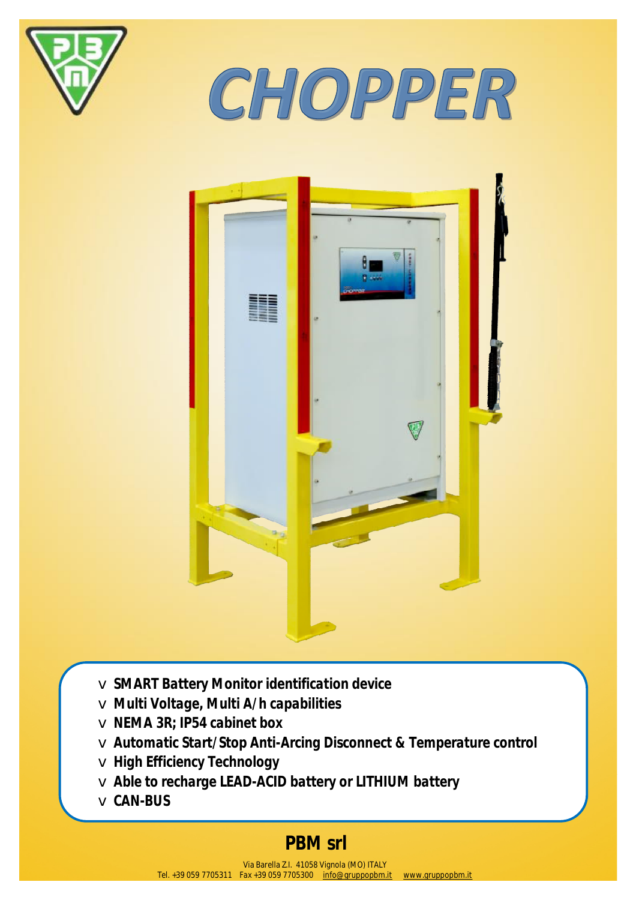# CHOPPER

- SMART Battery Monitor identification device
- Multi Voltage, Multi A/h capabilities
- NEMA 3R; IP54 cabinet box
- Automatic Start/Stop Anti-Arcing Disconnect & Temperature control
- High Efficiency Technology
- Able to recharge LEAD-ACID battery or LITHIUM battery
- CAN-BUS

## PBM srl

Via Barella Z.I. 41058 Vignola (MO) ITALY
Tel. +39 059 7705311 Fax +39 059 7705300 info@gruppopbm.it www.gruppopbm.it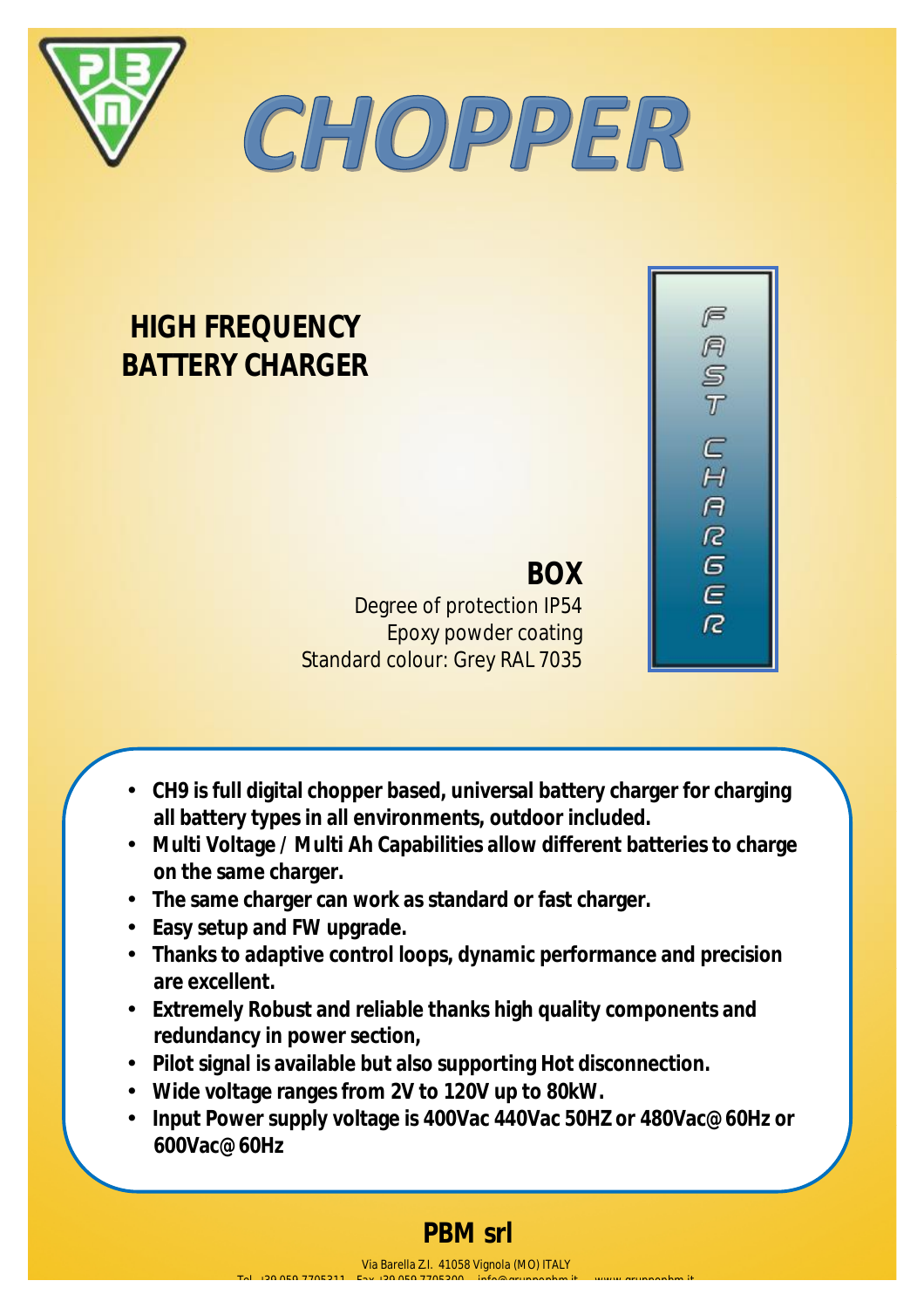# CHOPPER

## HIGH FREQUENCY BATTERY CHARGER

FAST CHARGER

### BOX

Degree of protection IP54
Epoxy powder coating
Standard colour: Grey RAL 7035

- **CH9 is full digital chopper based, universal battery charger for charging all battery types in all environments, outdoor included.**
- **Multi Voltage / Multi Ah Capabilities allow different batteries to charge on the same charger.**
- **The same charger can work as standard or fast charger.**
- **Easy setup and FW upgrade.**
- **Thanks to adaptive control loops, dynamic performance and precision are excellent.**
- **Extremely Robust and reliable thanks high quality components and redundancy in power section,**
- **Pilot signal is available but also supporting Hot disconnection.**
- **Wide voltage ranges from 2V to 120V up to 80kW.**
- **Input Power supply voltage is 400Vac 440Vac 50HZ or 480Vac@60Hz or 600Vac@60Hz**

**PBM srl**

Via Barella Z.I. 41058 Vignola (MO) ITALY

Tel. +39 059 7705311 Fax +39 059 7705300 info@gruppopbm.it www.gruppopbm.it